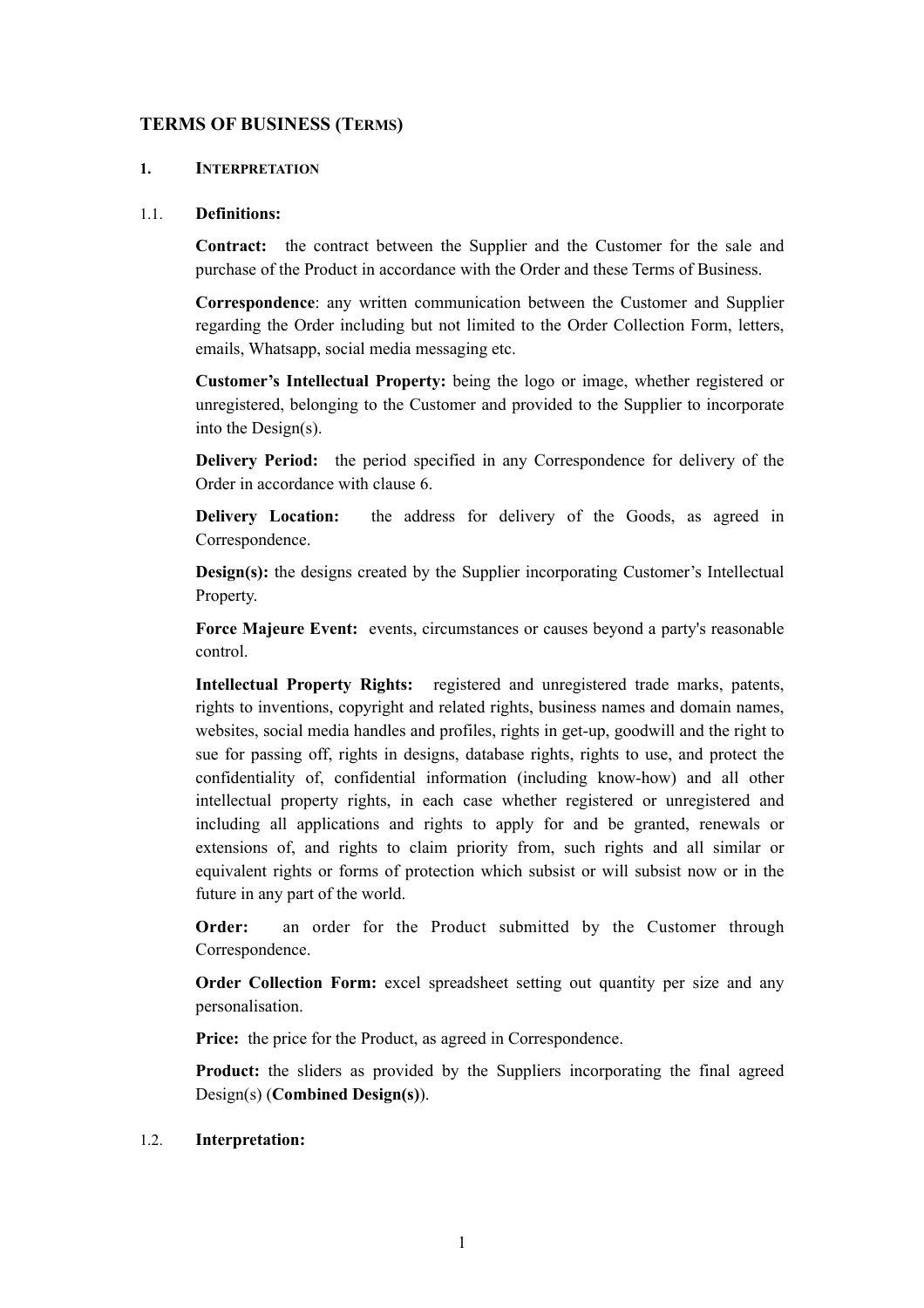## TERMS OF BUSINESS (TERMS)

### 1. INTERPRETATION

1.1. **Definitions:**

**Contract:** the contract between the Supplier and the Customer for the sale and purchase of the Product in accordance with the Order and these Terms of Business.

**Correspondence**: any written communication between the Customer and Supplier regarding the Order including but not limited to the Order Collection Form, letters, emails, Whatsapp, social media messaging etc.

**Customer's Intellectual Property:** being the logo or image, whether registered or unregistered, belonging to the Customer and provided to the Supplier to incorporate into the Design(s).

**Delivery Period:** the period specified in any Correspondence for delivery of the Order in accordance with clause 6.

**Delivery Location:** the address for delivery of the Goods, as agreed in Correspondence.

**Design(s):** the designs created by the Supplier incorporating Customer's Intellectual Property.

**Force Majeure Event:** events, circumstances or causes beyond a party's reasonable control.

**Intellectual Property Rights:** registered and unregistered trade marks, patents, rights to inventions, copyright and related rights, business names and domain names, websites, social media handles and profiles, rights in get-up, goodwill and the right to sue for passing off, rights in designs, database rights, rights to use, and protect the confidentiality of, confidential information (including know-how) and all other intellectual property rights, in each case whether registered or unregistered and including all applications and rights to apply for and be granted, renewals or extensions of, and rights to claim priority from, such rights and all similar or equivalent rights or forms of protection which subsist or will subsist now or in the future in any part of the world.

**Order:** an order for the Product submitted by the Customer through Correspondence.

**Order Collection Form:** excel spreadsheet setting out quantity per size and any personalisation.

**Price:** the price for the Product, as agreed in Correspondence.

**Product:** the sliders as provided by the Suppliers incorporating the final agreed Design(s) (**Combined Design(s)**).

1.2. **Interpretation:**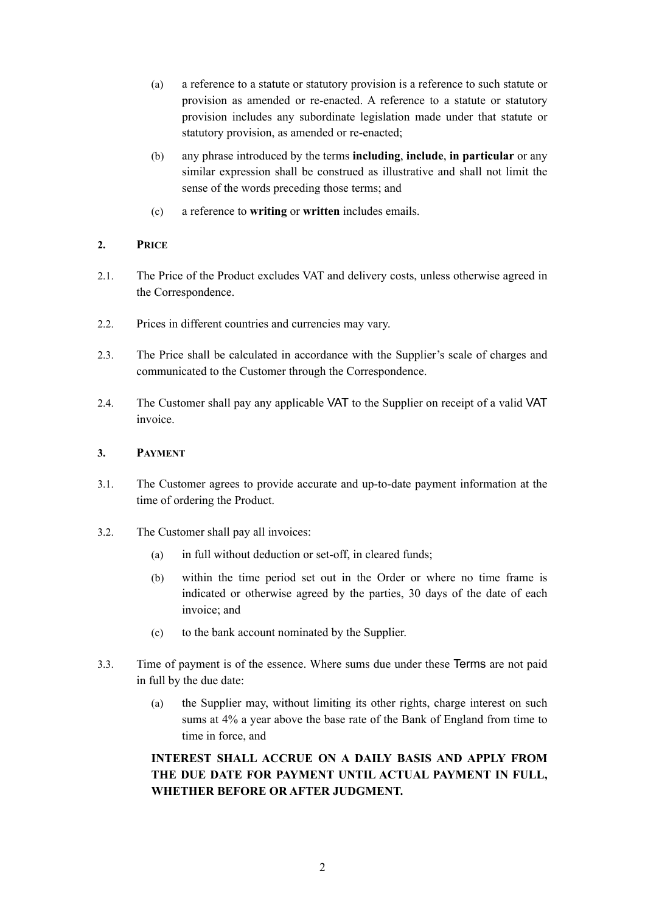(a) a reference to a statute or statutory provision is a reference to such statute or provision as amended or re-enacted. A reference to a statute or statutory provision includes any subordinate legislation made under that statute or statutory provision, as amended or re-enacted;

(b) any phrase introduced by the terms **including**, **include**, **in particular** or any similar expression shall be construed as illustrative and shall not limit the sense of the words preceding those terms; and

(c) a reference to **writing** or **written** includes emails.

## 2. PRICE

2.1. The Price of the Product excludes VAT and delivery costs, unless otherwise agreed in the Correspondence.

2.2. Prices in different countries and currencies may vary.

2.3. The Price shall be calculated in accordance with the Supplier's scale of charges and communicated to the Customer through the Correspondence.

2.4. The Customer shall pay any applicable VAT to the Supplier on receipt of a valid VAT invoice.

## 3. PAYMENT

3.1. The Customer agrees to provide accurate and up-to-date payment information at the time of ordering the Product.

3.2. The Customer shall pay all invoices:

(a) in full without deduction or set-off, in cleared funds;

(b) within the time period set out in the Order or where no time frame is indicated or otherwise agreed by the parties, 30 days of the date of each invoice; and

(c) to the bank account nominated by the Supplier.

3.3. Time of payment is of the essence. Where sums due under these Terms are not paid in full by the due date:

(a) the Supplier may, without limiting its other rights, charge interest on such sums at 4% a year above the base rate of the Bank of England from time to time in force, and

**INTEREST SHALL ACCRUE ON A DAILY BASIS AND APPLY FROM THE DUE DATE FOR PAYMENT UNTIL ACTUAL PAYMENT IN FULL, WHETHER BEFORE OR AFTER JUDGMENT.**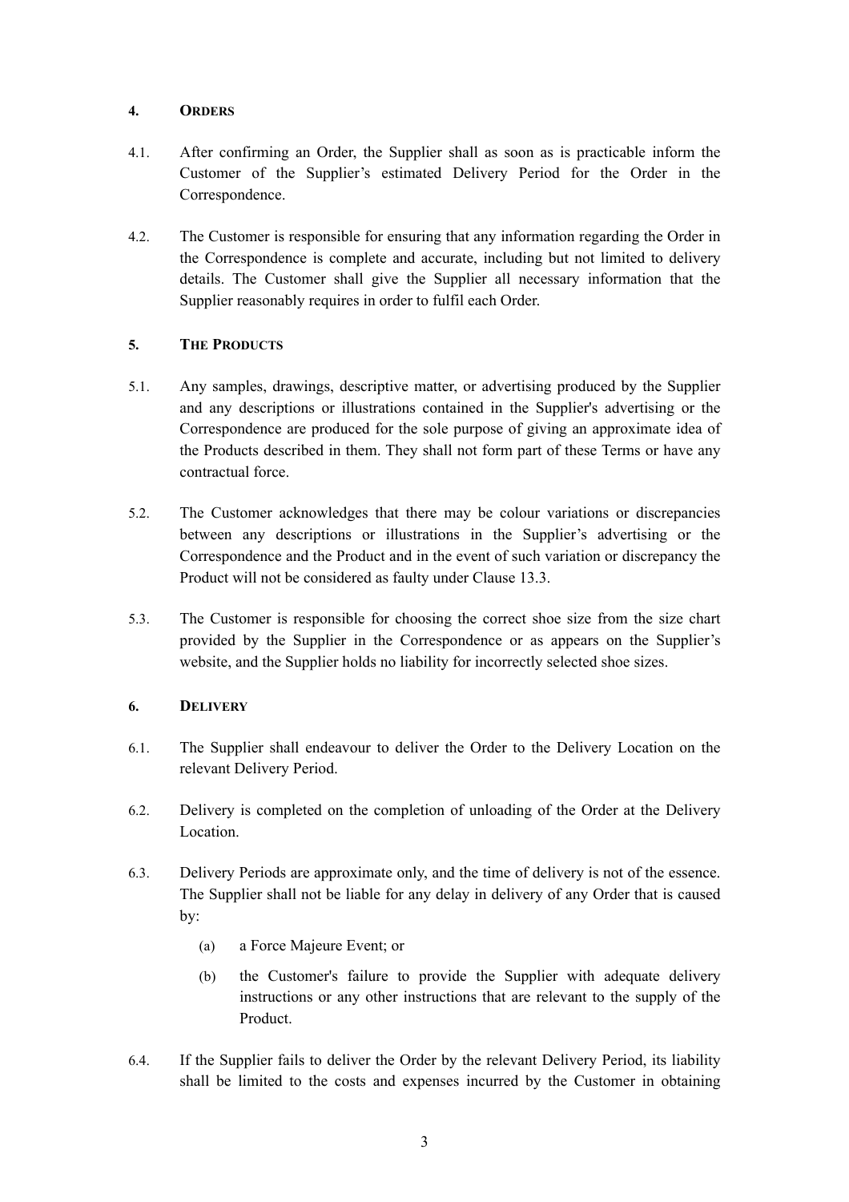## 4. ORDERS

4.1. After confirming an Order, the Supplier shall as soon as is practicable inform the Customer of the Supplier's estimated Delivery Period for the Order in the Correspondence.

4.2. The Customer is responsible for ensuring that any information regarding the Order in the Correspondence is complete and accurate, including but not limited to delivery details. The Customer shall give the Supplier all necessary information that the Supplier reasonably requires in order to fulfil each Order.

## 5. THE PRODUCTS

5.1. Any samples, drawings, descriptive matter, or advertising produced by the Supplier and any descriptions or illustrations contained in the Supplier's advertising or the Correspondence are produced for the sole purpose of giving an approximate idea of the Products described in them. They shall not form part of these Terms or have any contractual force.

5.2. The Customer acknowledges that there may be colour variations or discrepancies between any descriptions or illustrations in the Supplier's advertising or the Correspondence and the Product and in the event of such variation or discrepancy the Product will not be considered as faulty under Clause 13.3.

5.3. The Customer is responsible for choosing the correct shoe size from the size chart provided by the Supplier in the Correspondence or as appears on the Supplier's website, and the Supplier holds no liability for incorrectly selected shoe sizes.

## 6. DELIVERY

6.1. The Supplier shall endeavour to deliver the Order to the Delivery Location on the relevant Delivery Period.

6.2. Delivery is completed on the completion of unloading of the Order at the Delivery Location.

6.3. Delivery Periods are approximate only, and the time of delivery is not of the essence. The Supplier shall not be liable for any delay in delivery of any Order that is caused by:

   (a) a Force Majeure Event; or

   (b) the Customer's failure to provide the Supplier with adequate delivery instructions or any other instructions that are relevant to the supply of the Product.

6.4. If the Supplier fails to deliver the Order by the relevant Delivery Period, its liability shall be limited to the costs and expenses incurred by the Customer in obtaining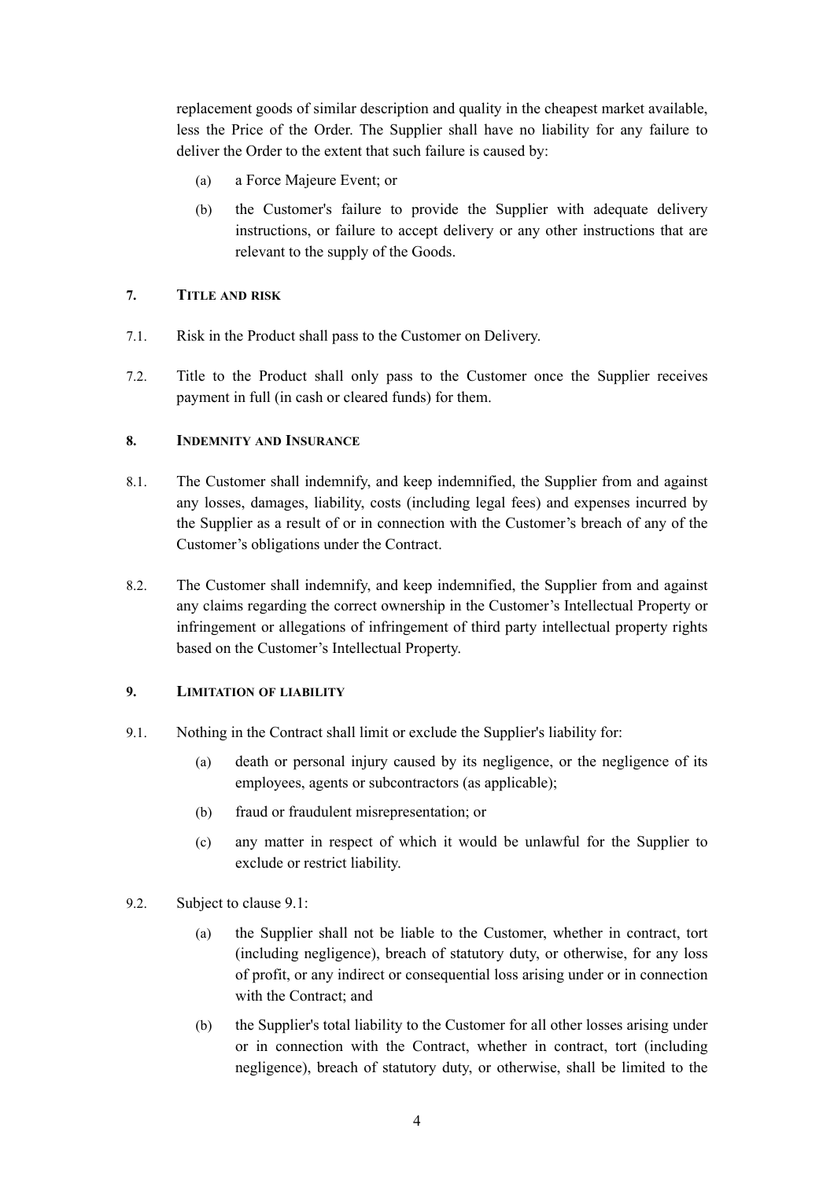replacement goods of similar description and quality in the cheapest market available, less the Price of the Order. The Supplier shall have no liability for any failure to deliver the Order to the extent that such failure is caused by:

(a) a Force Majeure Event; or

(b) the Customer's failure to provide the Supplier with adequate delivery instructions, or failure to accept delivery or any other instructions that are relevant to the supply of the Goods.

## 7. TITLE AND RISK

7.1. Risk in the Product shall pass to the Customer on Delivery.

7.2. Title to the Product shall only pass to the Customer once the Supplier receives payment in full (in cash or cleared funds) for them.

## 8. INDEMNITY AND INSURANCE

8.1. The Customer shall indemnify, and keep indemnified, the Supplier from and against any losses, damages, liability, costs (including legal fees) and expenses incurred by the Supplier as a result of or in connection with the Customer's breach of any of the Customer's obligations under the Contract.

8.2. The Customer shall indemnify, and keep indemnified, the Supplier from and against any claims regarding the correct ownership in the Customer's Intellectual Property or infringement or allegations of infringement of third party intellectual property rights based on the Customer's Intellectual Property.

## 9. LIMITATION OF LIABILITY

9.1. Nothing in the Contract shall limit or exclude the Supplier's liability for:

(a) death or personal injury caused by its negligence, or the negligence of its employees, agents or subcontractors (as applicable);

(b) fraud or fraudulent misrepresentation; or

(c) any matter in respect of which it would be unlawful for the Supplier to exclude or restrict liability.

9.2. Subject to clause 9.1:

(a) the Supplier shall not be liable to the Customer, whether in contract, tort (including negligence), breach of statutory duty, or otherwise, for any loss of profit, or any indirect or consequential loss arising under or in connection with the Contract; and

(b) the Supplier's total liability to the Customer for all other losses arising under or in connection with the Contract, whether in contract, tort (including negligence), breach of statutory duty, or otherwise, shall be limited to the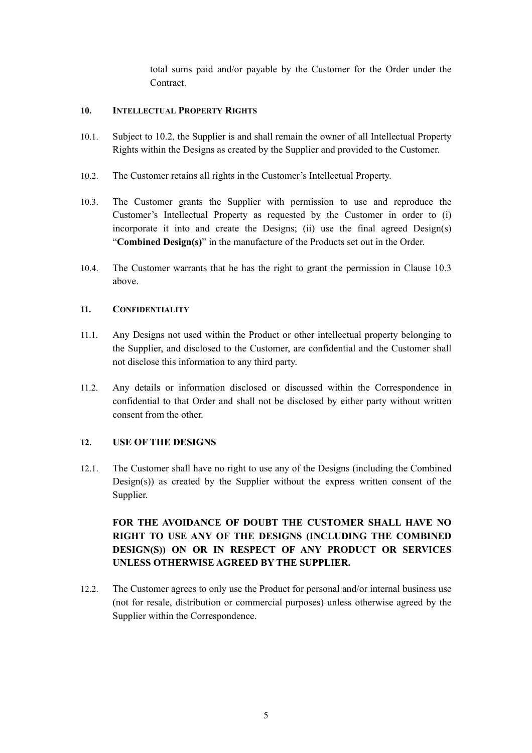total sums paid and/or payable by the Customer for the Order under the Contract.

## 10. INTELLECTUAL PROPERTY RIGHTS

10.1. Subject to 10.2, the Supplier is and shall remain the owner of all Intellectual Property Rights within the Designs as created by the Supplier and provided to the Customer.

10.2. The Customer retains all rights in the Customer's Intellectual Property.

10.3. The Customer grants the Supplier with permission to use and reproduce the Customer's Intellectual Property as requested by the Customer in order to (i) incorporate it into and create the Designs; (ii) use the final agreed Design(s) "**Combined Design(s)**" in the manufacture of the Products set out in the Order.

10.4. The Customer warrants that he has the right to grant the permission in Clause 10.3 above.

## 11. CONFIDENTIALITY

11.1. Any Designs not used within the Product or other intellectual property belonging to the Supplier, and disclosed to the Customer, are confidential and the Customer shall not disclose this information to any third party.

11.2. Any details or information disclosed or discussed within the Correspondence in confidential to that Order and shall not be disclosed by either party without written consent from the other.

## 12. USE OF THE DESIGNS

12.1. The Customer shall have no right to use any of the Designs (including the Combined Design(s)) as created by the Supplier without the express written consent of the Supplier.

**FOR THE AVOIDANCE OF DOUBT THE CUSTOMER SHALL HAVE NO RIGHT TO USE ANY OF THE DESIGNS (INCLUDING THE COMBINED DESIGN(S)) ON OR IN RESPECT OF ANY PRODUCT OR SERVICES UNLESS OTHERWISE AGREED BY THE SUPPLIER.**

12.2. The Customer agrees to only use the Product for personal and/or internal business use (not for resale, distribution or commercial purposes) unless otherwise agreed by the Supplier within the Correspondence.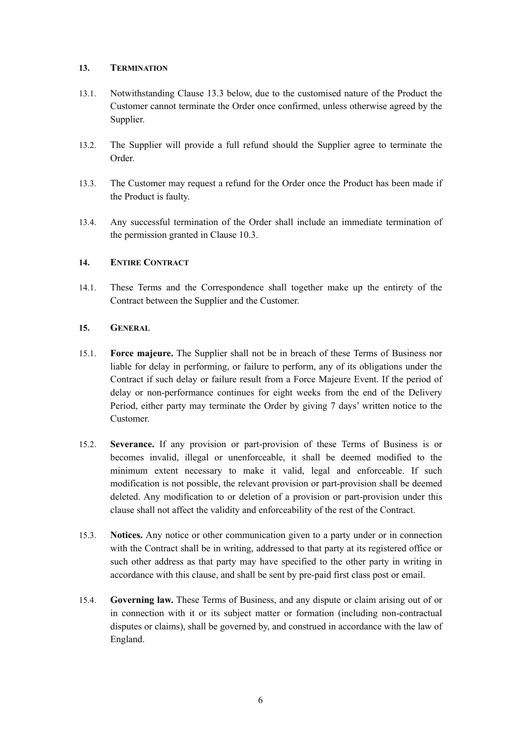## 13. Termination

13.1. Notwithstanding Clause 13.3 below, due to the customised nature of the Product the Customer cannot terminate the Order once confirmed, unless otherwise agreed by the Supplier.

13.2. The Supplier will provide a full refund should the Supplier agree to terminate the Order.

13.3. The Customer may request a refund for the Order once the Product has been made if the Product is faulty.

13.4. Any successful termination of the Order shall include an immediate termination of the permission granted in Clause 10.3.

## 14. Entire Contract

14.1. These Terms and the Correspondence shall together make up the entirety of the Contract between the Supplier and the Customer.

## 15. General

15.1. **Force majeure.** The Supplier shall not be in breach of these Terms of Business nor liable for delay in performing, or failure to perform, any of its obligations under the Contract if such delay or failure result from a Force Majeure Event. If the period of delay or non-performance continues for eight weeks from the end of the Delivery Period, either party may terminate the Order by giving 7 days' written notice to the Customer.

15.2. **Severance.** If any provision or part-provision of these Terms of Business is or becomes invalid, illegal or unenforceable, it shall be deemed modified to the minimum extent necessary to make it valid, legal and enforceable. If such modification is not possible, the relevant provision or part-provision shall be deemed deleted. Any modification to or deletion of a provision or part-provision under this clause shall not affect the validity and enforceability of the rest of the Contract.

15.3. **Notices.** Any notice or other communication given to a party under or in connection with the Contract shall be in writing, addressed to that party at its registered office or such other address as that party may have specified to the other party in writing in accordance with this clause, and shall be sent by pre-paid first class post or email.

15.4. **Governing law.** These Terms of Business, and any dispute or claim arising out of or in connection with it or its subject matter or formation (including non-contractual disputes or claims), shall be governed by, and construed in accordance with the law of England.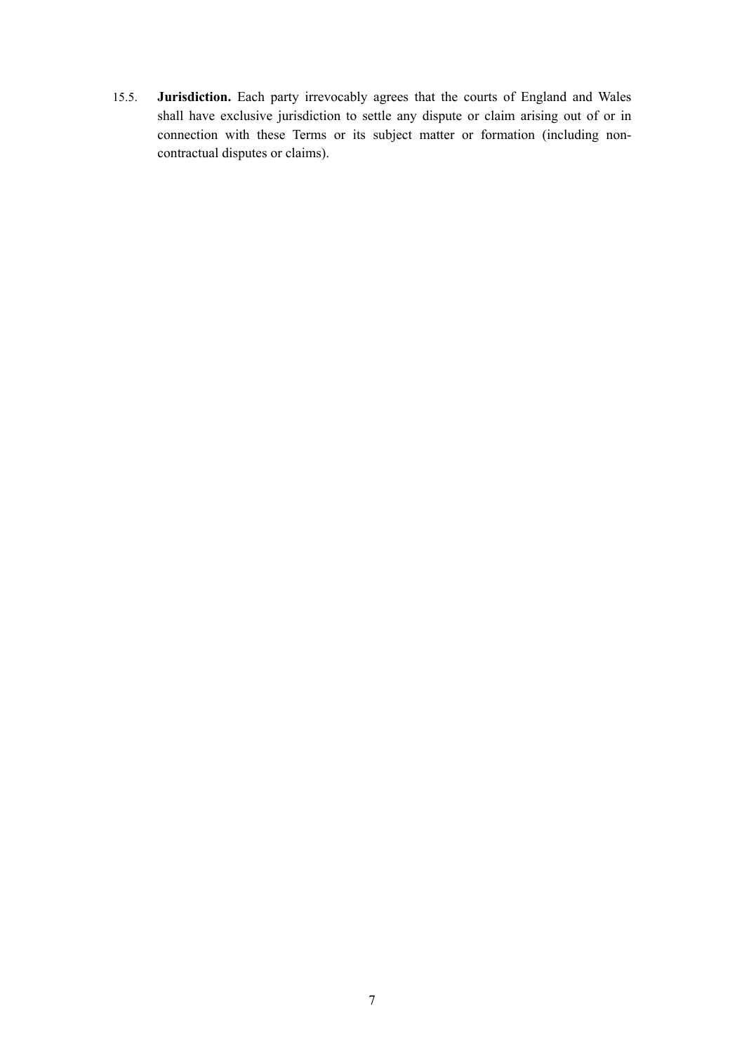15.5. **Jurisdiction.** Each party irrevocably agrees that the courts of England and Wales shall have exclusive jurisdiction to settle any dispute or claim arising out of or in connection with these Terms or its subject matter or formation (including non-contractual disputes or claims).